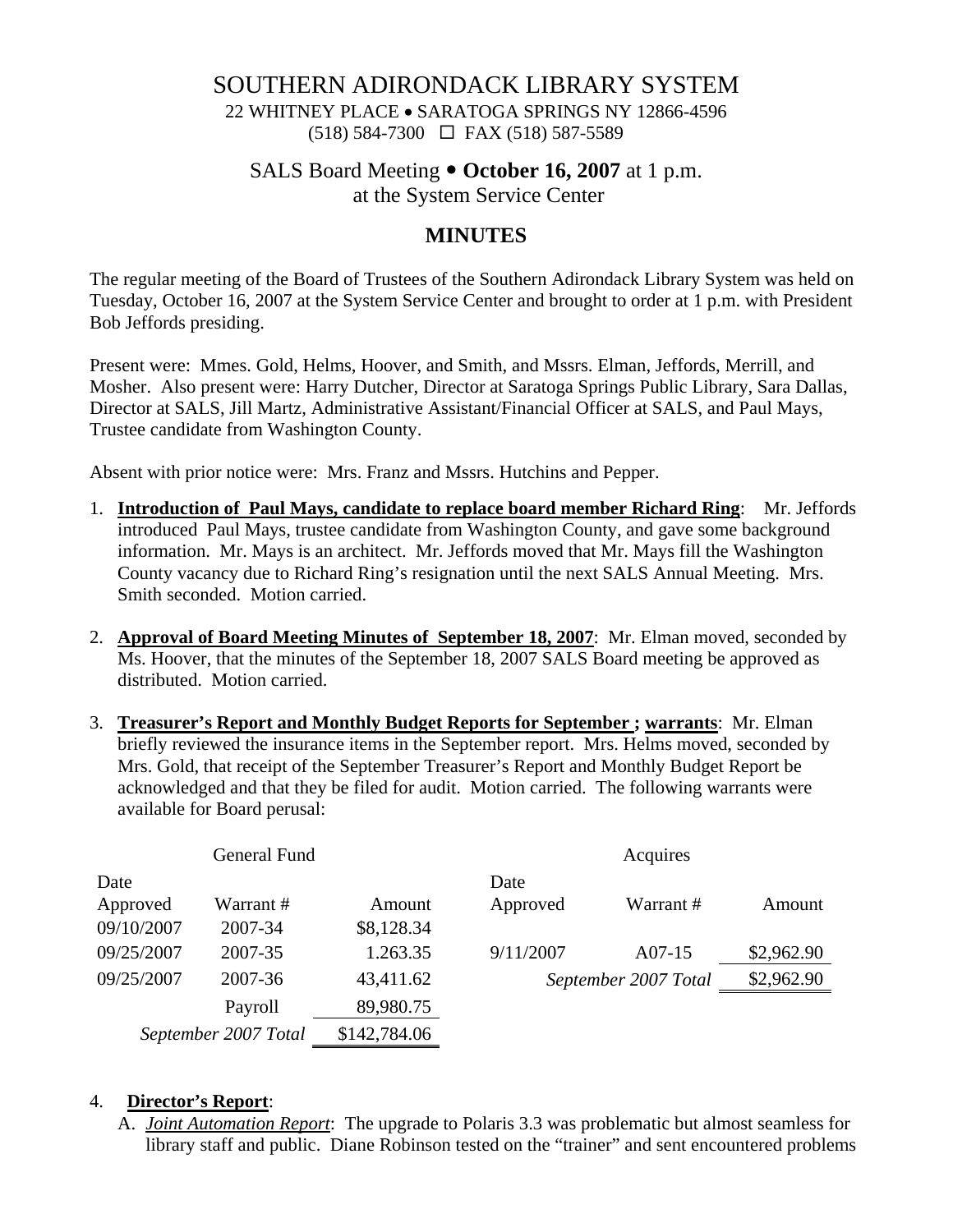# SOUTHERN ADIRONDACK LIBRARY SYSTEM

22 WHITNEY PLACE • SARATOGA SPRINGS NY 12866-4596
(518) 584-7300 ☐ FAX (518) 587-5589

## SALS Board Meeting • **October 16, 2007** at 1 p.m.
## at the System Service Center

## MINUTES

The regular meeting of the Board of Trustees of the Southern Adirondack Library System was held on Tuesday, October 16, 2007 at the System Service Center and brought to order at 1 p.m. with President Bob Jeffords presiding.

Present were: Mmes. Gold, Helms, Hoover, and Smith, and Mssrs. Elman, Jeffords, Merrill, and Mosher. Also present were: Harry Dutcher, Director at Saratoga Springs Public Library, Sara Dallas, Director at SALS, Jill Martz, Administrative Assistant/Financial Officer at SALS, and Paul Mays, Trustee candidate from Washington County.

Absent with prior notice were: Mrs. Franz and Mssrs. Hutchins and Pepper.

1. **Introduction of Paul Mays, candidate to replace board member Richard Ring**: Mr. Jeffords introduced Paul Mays, trustee candidate from Washington County, and gave some background information. Mr. Mays is an architect. Mr. Jeffords moved that Mr. Mays fill the Washington County vacancy due to Richard Ring's resignation until the next SALS Annual Meeting. Mrs. Smith seconded. Motion carried.

2. **Approval of Board Meeting Minutes of September 18, 2007**: Mr. Elman moved, seconded by Ms. Hoover, that the minutes of the September 18, 2007 SALS Board meeting be approved as distributed. Motion carried.

3. **Treasurer's Report and Monthly Budget Reports for September ; warrants**: Mr. Elman briefly reviewed the insurance items in the September report. Mrs. Helms moved, seconded by Mrs. Gold, that receipt of the September Treasurer's Report and Monthly Budget Report be acknowledged and that they be filed for audit. Motion carried. The following warrants were available for Board perusal:

| General Fund | | | Acquires | | |
|---|---|---|---|---|---|
| Date Approved | Warrant # | Amount | Date Approved | Warrant # | Amount |
| 09/10/2007 | 2007-34 | $8,128.34 | | | |
| 09/25/2007 | 2007-35 | 1.263.35 | 9/11/2007 | A07-15 | $2,962.90 |
| 09/25/2007 | 2007-36 | 43,411.62 | | *September 2007 Total* | $2,962.90 |
| | Payroll | 89,980.75 | | | |
| | *September 2007 Total* | $142,784.06 | | | |

4. **Director's Report**:
   A. *Joint Automation Report*: The upgrade to Polaris 3.3 was problematic but almost seamless for library staff and public. Diane Robinson tested on the "trainer" and sent encountered problems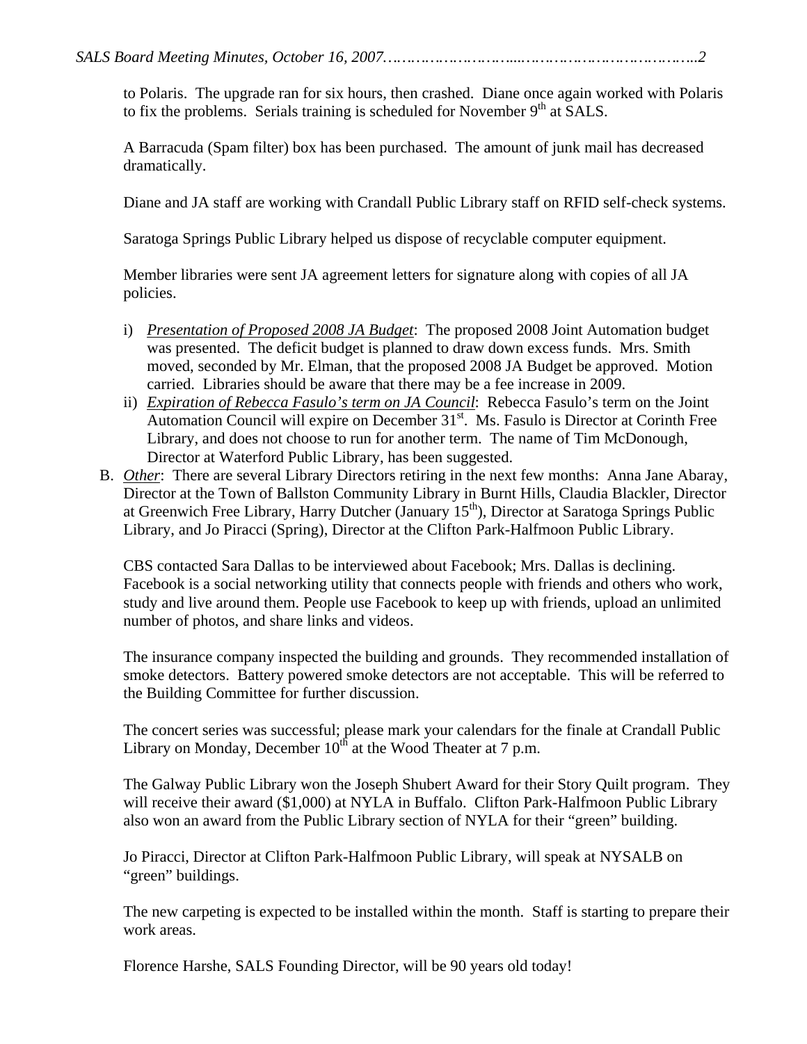to Polaris. The upgrade ran for six hours, then crashed. Diane once again worked with Polaris to fix the problems. Serials training is scheduled for November 9th at SALS.

A Barracuda (Spam filter) box has been purchased. The amount of junk mail has decreased dramatically.

Diane and JA staff are working with Crandall Public Library staff on RFID self-check systems.

Saratoga Springs Public Library helped us dispose of recyclable computer equipment.

Member libraries were sent JA agreement letters for signature along with copies of all JA policies.

i) *Presentation of Proposed 2008 JA Budget*: The proposed 2008 Joint Automation budget was presented. The deficit budget is planned to draw down excess funds. Mrs. Smith moved, seconded by Mr. Elman, that the proposed 2008 JA Budget be approved. Motion carried. Libraries should be aware that there may be a fee increase in 2009.

ii) *Expiration of Rebecca Fasulo's term on JA Council*: Rebecca Fasulo's term on the Joint Automation Council will expire on December 31st. Ms. Fasulo is Director at Corinth Free Library, and does not choose to run for another term. The name of Tim McDonough, Director at Waterford Public Library, has been suggested.

B. *Other*: There are several Library Directors retiring in the next few months: Anna Jane Abaray, Director at the Town of Ballston Community Library in Burnt Hills, Claudia Blackler, Director at Greenwich Free Library, Harry Dutcher (January 15th), Director at Saratoga Springs Public Library, and Jo Piracci (Spring), Director at the Clifton Park-Halfmoon Public Library.

CBS contacted Sara Dallas to be interviewed about Facebook; Mrs. Dallas is declining. Facebook is a social networking utility that connects people with friends and others who work, study and live around them. People use Facebook to keep up with friends, upload an unlimited number of photos, and share links and videos.

The insurance company inspected the building and grounds. They recommended installation of smoke detectors. Battery powered smoke detectors are not acceptable. This will be referred to the Building Committee for further discussion.

The concert series was successful; please mark your calendars for the finale at Crandall Public Library on Monday, December 10th at the Wood Theater at 7 p.m.

The Galway Public Library won the Joseph Shubert Award for their Story Quilt program. They will receive their award ($1,000) at NYLA in Buffalo. Clifton Park-Halfmoon Public Library also won an award from the Public Library section of NYLA for their "green" building.

Jo Piracci, Director at Clifton Park-Halfmoon Public Library, will speak at NYSALB on "green" buildings.

The new carpeting is expected to be installed within the month. Staff is starting to prepare their work areas.

Florence Harshe, SALS Founding Director, will be 90 years old today!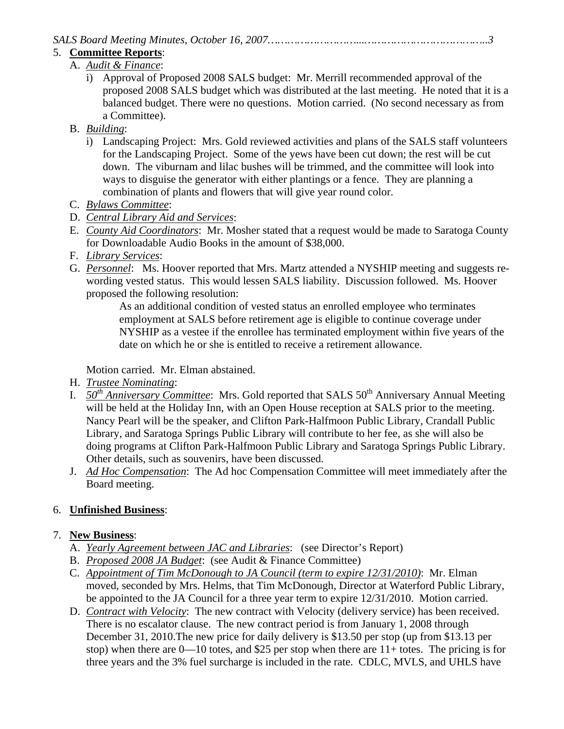5. **Committee Reports**:
   A. *Audit & Finance*:
      i) Approval of Proposed 2008 SALS budget: Mr. Merrill recommended approval of the proposed 2008 SALS budget which was distributed at the last meeting. He noted that it is a balanced budget. There were no questions. Motion carried. (No second necessary as from a Committee).
   B. *Building*:
      i) Landscaping Project: Mrs. Gold reviewed activities and plans of the SALS staff volunteers for the Landscaping Project. Some of the yews have been cut down; the rest will be cut down. The viburnam and lilac bushes will be trimmed, and the committee will look into ways to disguise the generator with either plantings or a fence. They are planning a combination of plants and flowers that will give year round color.
   C. *Bylaws Committee*:
   D. *Central Library Aid and Services*:
   E. *County Aid Coordinators*: Mr. Mosher stated that a request would be made to Saratoga County for Downloadable Audio Books in the amount of $38,000.
   F. *Library Services*:
   G. *Personnel*: Ms. Hoover reported that Mrs. Martz attended a NYSHIP meeting and suggests re-wording vested status. This would lessen SALS liability. Discussion followed. Ms. Hoover proposed the following resolution:

      > As an additional condition of vested status an enrolled employee who terminates employment at SALS before retirement age is eligible to continue coverage under NYSHIP as a vestee if the enrollee has terminated employment within five years of the date on which he or she is entitled to receive a retirement allowance.

      Motion carried. Mr. Elman abstained.
   H. *Trustee Nominating*:
   I. *50th Anniversary Committee*: Mrs. Gold reported that SALS 50th Anniversary Annual Meeting will be held at the Holiday Inn, with an Open House reception at SALS prior to the meeting. Nancy Pearl will be the speaker, and Clifton Park-Halfmoon Public Library, Crandall Public Library, and Saratoga Springs Public Library will contribute to her fee, as she will also be doing programs at Clifton Park-Halfmoon Public Library and Saratoga Springs Public Library. Other details, such as souvenirs, have been discussed.
   J. *Ad Hoc Compensation*: The Ad hoc Compensation Committee will meet immediately after the Board meeting.

6. **Unfinished Business**:

7. **New Business**:
   A. *Yearly Agreement between JAC and Libraries*: (see Director's Report)
   B. *Proposed 2008 JA Budget*: (see Audit & Finance Committee)
   C. *Appointment of Tim McDonough to JA Council (term to expire 12/31/2010)*: Mr. Elman moved, seconded by Mrs. Helms, that Tim McDonough, Director at Waterford Public Library, be appointed to the JA Council for a three year term to expire 12/31/2010. Motion carried.
   D. *Contract with Velocity*: The new contract with Velocity (delivery service) has been received. There is no escalator clause. The new contract period is from January 1, 2008 through December 31, 2010.The new price for daily delivery is $13.50 per stop (up from $13.13 per stop) when there are 0—10 totes, and $25 per stop when there are 11+ totes. The pricing is for three years and the 3% fuel surcharge is included in the rate. CDLC, MVLS, and UHLS have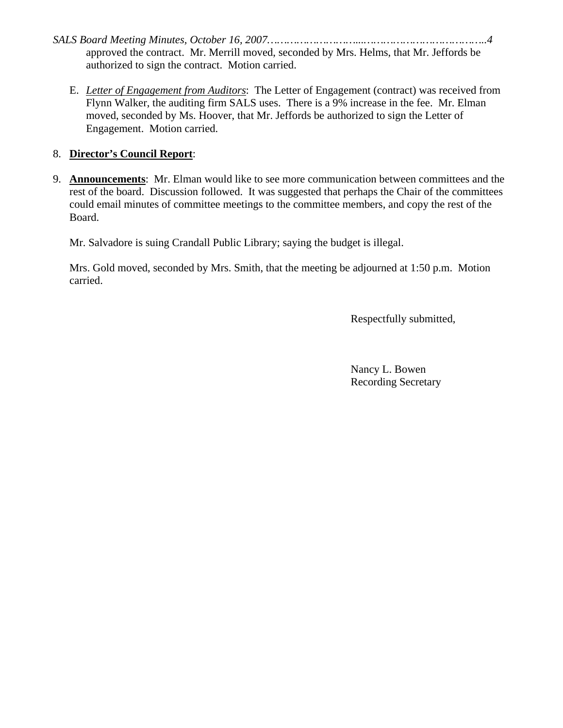approved the contract. Mr. Merrill moved, seconded by Mrs. Helms, that Mr. Jeffords be authorized to sign the contract. Motion carried.

E. *Letter of Engagement from Auditors*: The Letter of Engagement (contract) was received from Flynn Walker, the auditing firm SALS uses. There is a 9% increase in the fee. Mr. Elman moved, seconded by Ms. Hoover, that Mr. Jeffords be authorized to sign the Letter of Engagement. Motion carried.

8. **Director's Council Report**:

9. **Announcements**: Mr. Elman would like to see more communication between committees and the rest of the board. Discussion followed. It was suggested that perhaps the Chair of the committees could email minutes of committee meetings to the committee members, and copy the rest of the Board.

   Mr. Salvadore is suing Crandall Public Library; saying the budget is illegal.

   Mrs. Gold moved, seconded by Mrs. Smith, that the meeting be adjourned at 1:50 p.m. Motion carried.

Respectfully submitted,

Nancy L. Bowen
Recording Secretary